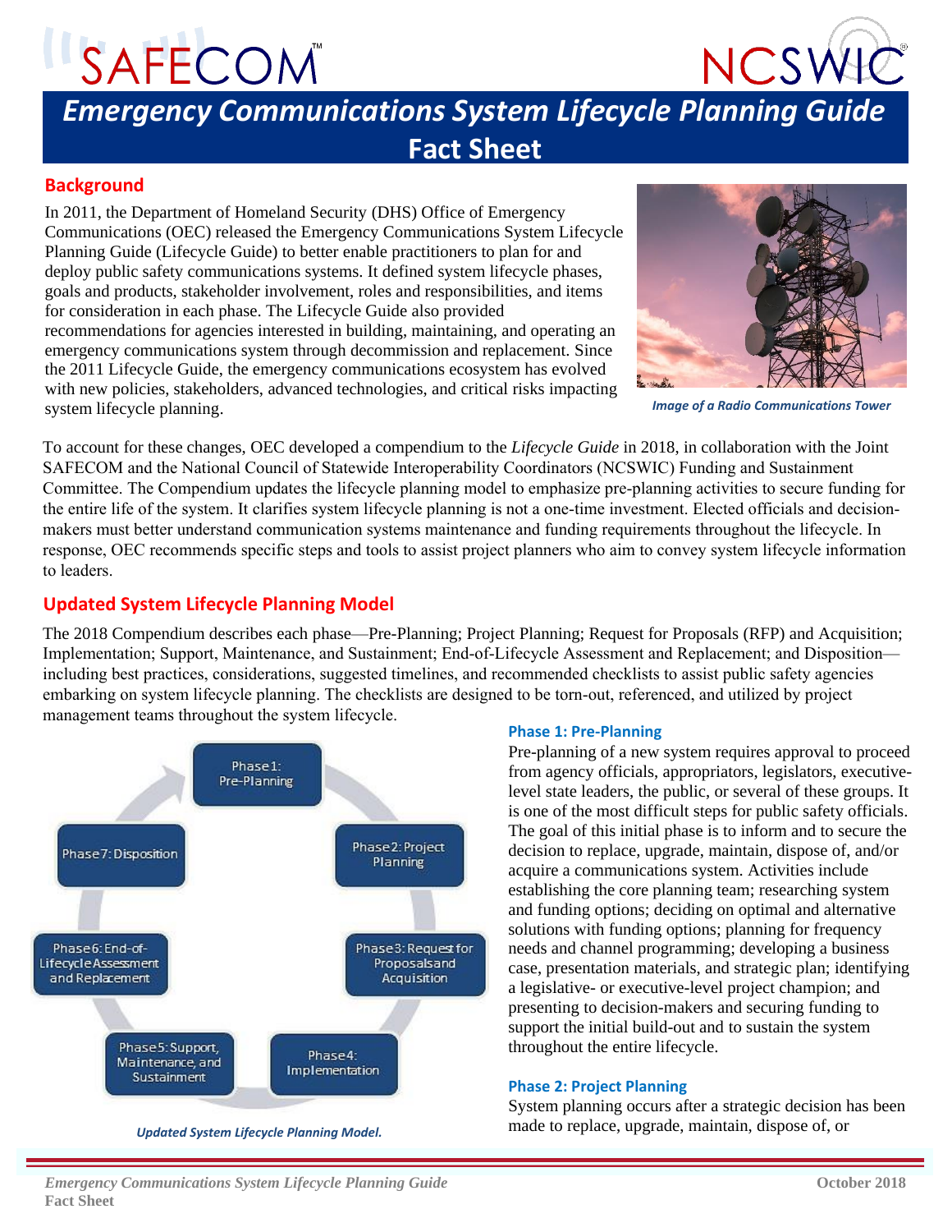SAFECOM NCSWIC

# Emergency Communications System Lifecycle Planning Guide Fact Sheet

## Background

In 2011, the Department of Homeland Security (DHS) Office of Emergency Communications (OEC) released the Emergency Communications System Lifecycle Planning Guide (Lifecycle Guide) to better enable practitioners to plan for and deploy public safety communications systems. It defined system lifecycle phases, goals and products, stakeholder involvement, roles and responsibilities, and items for consideration in each phase. The Lifecycle Guide also provided recommendations for agencies interested in building, maintaining, and operating an emergency communications system through decommission and replacement. Since the 2011 Lifecycle Guide, the emergency communications ecosystem has evolved with new policies, stakeholders, advanced technologies, and critical risks impacting system lifecycle planning.

*Image of a Radio Communications Tower*

To account for these changes, OEC developed a compendium to the *Lifecycle Guide* in 2018, in collaboration with the Joint SAFECOM and the National Council of Statewide Interoperability Coordinators (NCSWIC) Funding and Sustainment Committee. The Compendium updates the lifecycle planning model to emphasize pre-planning activities to secure funding for the entire life of the system. It clarifies system lifecycle planning is not a one-time investment. Elected officials and decision-makers must better understand communication systems maintenance and funding requirements throughout the lifecycle. In response, OEC recommends specific steps and tools to assist project planners who aim to convey system lifecycle information to leaders.

## Updated System Lifecycle Planning Model

The 2018 Compendium describes each phase—Pre-Planning; Project Planning; Request for Proposals (RFP) and Acquisition; Implementation; Support, Maintenance, and Sustainment; End-of-Lifecycle Assessment and Replacement; and Disposition—including best practices, considerations, suggested timelines, and recommended checklists to assist public safety agencies embarking on system lifecycle planning. The checklists are designed to be torn-out, referenced, and utilized by project management teams throughout the system lifecycle.

- Phase 1: Pre-Planning
- Phase 2: Project Planning
- Phase 3: Request for Proposals and Acquisition
- Phase 4: Implementation
- Phase 5: Support, Maintenance, and Sustainment
- Phase 6: End-of-Lifecycle Assessment and Replacement
- Phase 7: Disposition

*Updated System Lifecycle Planning Model.*

### Phase 1: Pre-Planning

Pre-planning of a new system requires approval to proceed from agency officials, appropriators, legislators, executive-level state leaders, the public, or several of these groups. It is one of the most difficult steps for public safety officials. The goal of this initial phase is to inform and to secure the decision to replace, upgrade, maintain, dispose of, and/or acquire a communications system. Activities include establishing the core planning team; researching system and funding options; deciding on optimal and alternative solutions with funding options; planning for frequency needs and channel programming; developing a business case, presentation materials, and strategic plan; identifying a legislative- or executive-level project champion; and presenting to decision-makers and securing funding to support the initial build-out and to sustain the system throughout the entire lifecycle.

### Phase 2: Project Planning

System planning occurs after a strategic decision has been made to replace, upgrade, maintain, dispose of, or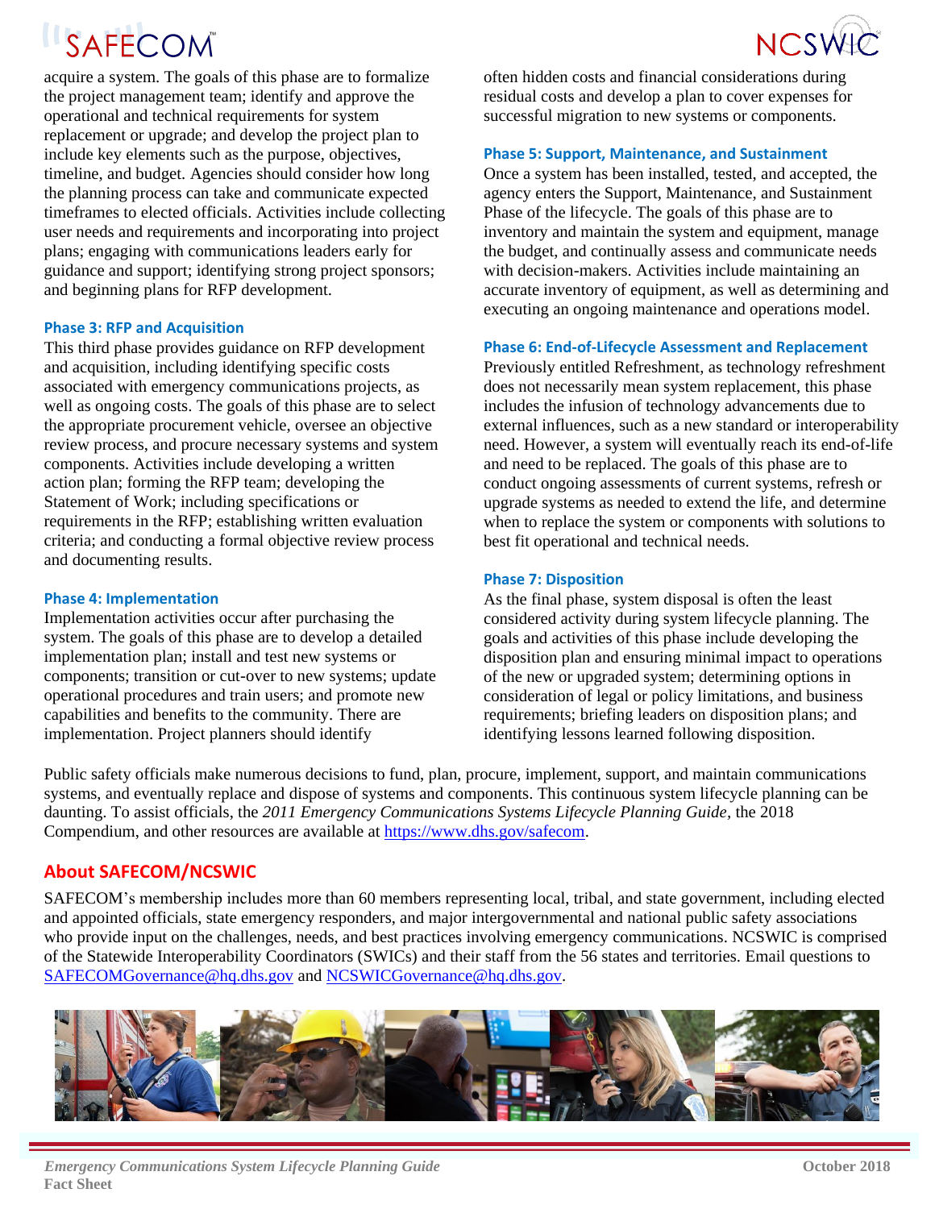acquire a system. The goals of this phase are to formalize the project management team; identify and approve the operational and technical requirements for system replacement or upgrade; and develop the project plan to include key elements such as the purpose, objectives, timeline, and budget. Agencies should consider how long the planning process can take and communicate expected timeframes to elected officials. Activities include collecting user needs and requirements and incorporating into project plans; engaging with communications leaders early for guidance and support; identifying strong project sponsors; and beginning plans for RFP development.

### Phase 3: RFP and Acquisition

This third phase provides guidance on RFP development and acquisition, including identifying specific costs associated with emergency communications projects, as well as ongoing costs. The goals of this phase are to select the appropriate procurement vehicle, oversee an objective review process, and procure necessary systems and system components. Activities include developing a written action plan; forming the RFP team; developing the Statement of Work; including specifications or requirements in the RFP; establishing written evaluation criteria; and conducting a formal objective review process and documenting results.

### Phase 4: Implementation

Implementation activities occur after purchasing the system. The goals of this phase are to develop a detailed implementation plan; install and test new systems or components; transition or cut-over to new systems; update operational procedures and train users; and promote new capabilities and benefits to the community. There are implementation. Project planners should identify often hidden costs and financial considerations during residual costs and develop a plan to cover expenses for successful migration to new systems or components.

### Phase 5: Support, Maintenance, and Sustainment

Once a system has been installed, tested, and accepted, the agency enters the Support, Maintenance, and Sustainment Phase of the lifecycle. The goals of this phase are to inventory and maintain the system and equipment, manage the budget, and continually assess and communicate needs with decision-makers. Activities include maintaining an accurate inventory of equipment, as well as determining and executing an ongoing maintenance and operations model.

### Phase 6: End-of-Lifecycle Assessment and Replacement

Previously entitled Refreshment, as technology refreshment does not necessarily mean system replacement, this phase includes the infusion of technology advancements due to external influences, such as a new standard or interoperability need. However, a system will eventually reach its end-of-life and need to be replaced. The goals of this phase are to conduct ongoing assessments of current systems, refresh or upgrade systems as needed to extend the life, and determine when to replace the system or components with solutions to best fit operational and technical needs.

### Phase 7: Disposition

As the final phase, system disposal is often the least considered activity during system lifecycle planning. The goals and activities of this phase include developing the disposition plan and ensuring minimal impact to operations of the new or upgraded system; determining options in consideration of legal or policy limitations, and business requirements; briefing leaders on disposition plans; and identifying lessons learned following disposition.

Public safety officials make numerous decisions to fund, plan, procure, implement, support, and maintain communications systems, and eventually replace and dispose of systems and components. This continuous system lifecycle planning can be daunting. To assist officials, the *2011 Emergency Communications Systems Lifecycle Planning Guide*, the 2018 Compendium, and other resources are available at https://www.dhs.gov/safecom.

## About SAFECOM/NCSWIC

SAFECOM's membership includes more than 60 members representing local, tribal, and state government, including elected and appointed officials, state emergency responders, and major intergovernmental and national public safety associations who provide input on the challenges, needs, and best practices involving emergency communications. NCSWIC is comprised of the Statewide Interoperability Coordinators (SWICs) and their staff from the 56 states and territories. Email questions to SAFECOMGovernance@hq.dhs.gov and NCSWICGovernance@hq.dhs.gov.